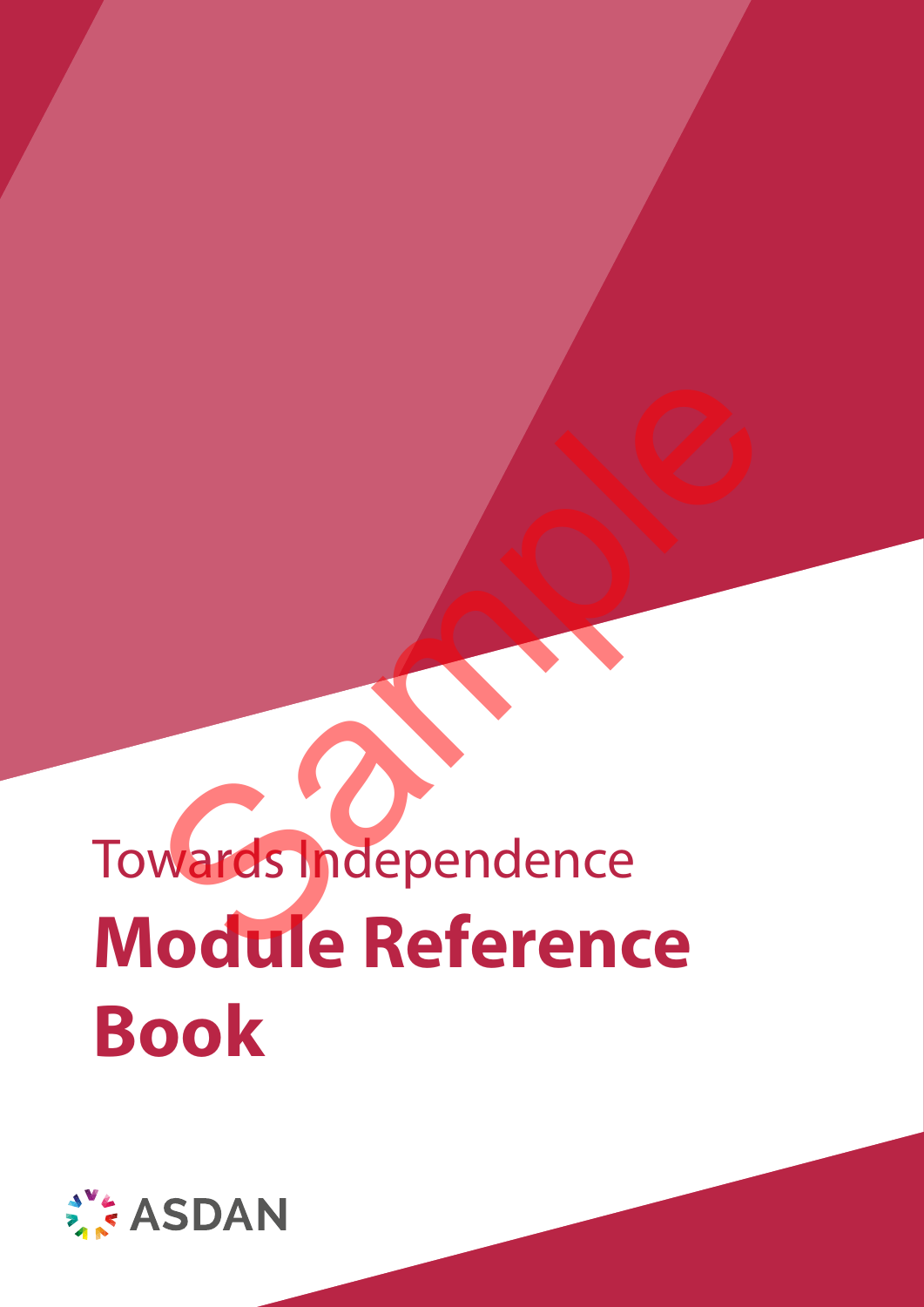Towards Independence

# Module Reference Book

Sample

ASDAN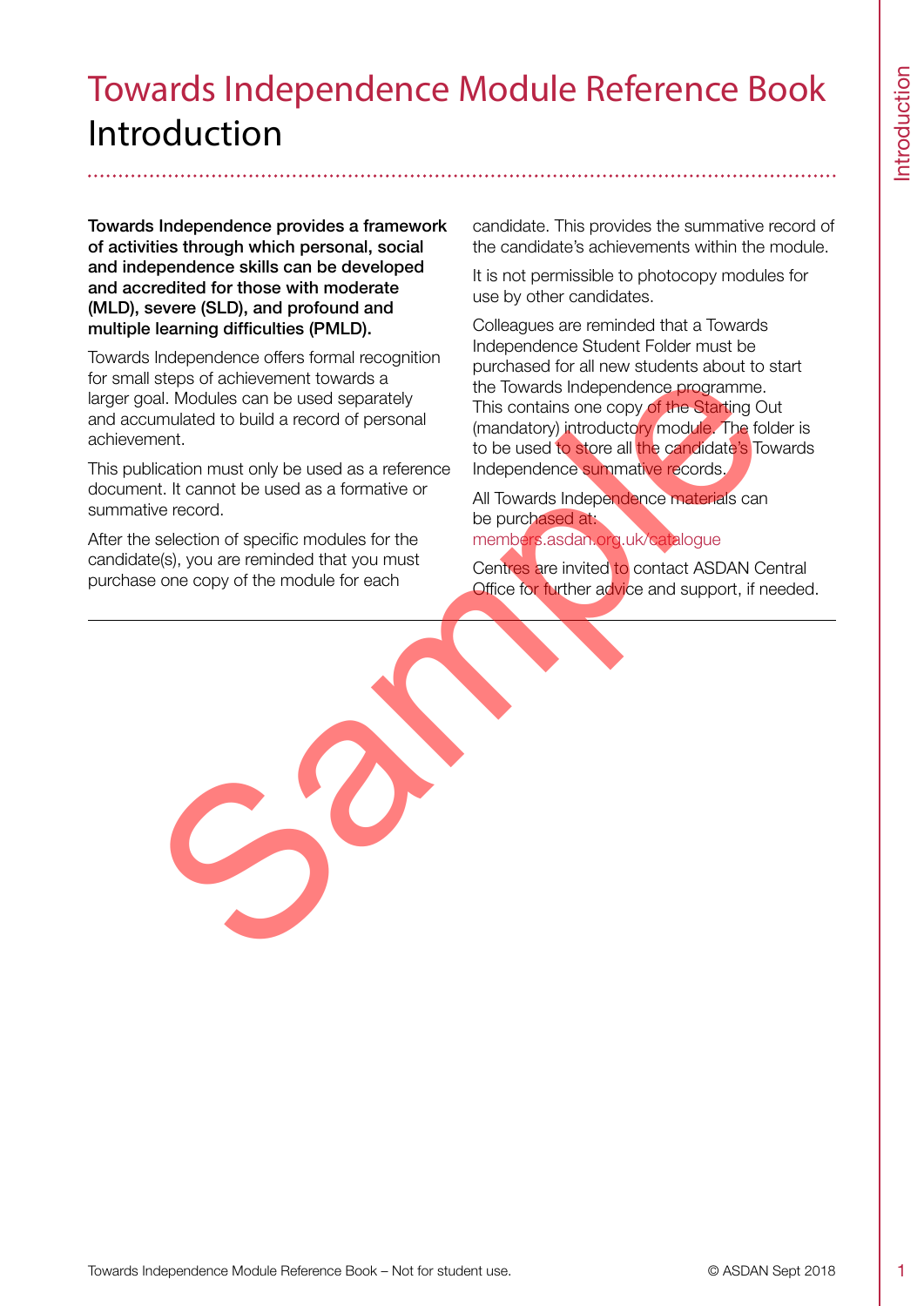# Towards Independence Module Reference Book
## Introduction

**Towards Independence provides a framework of activities through which personal, social and independence skills can be developed and accredited for those with moderate (MLD), severe (SLD), and profound and multiple learning difficulties (PMLD).**

Towards Independence offers formal recognition for small steps of achievement towards a larger goal. Modules can be used separately and accumulated to build a record of personal achievement.

This publication must only be used as a reference document. It cannot be used as a formative or summative record.

After the selection of specific modules for the candidate(s), you are reminded that you must purchase one copy of the module for each candidate. This provides the summative record of the candidate's achievements within the module.

It is not permissible to photocopy modules for use by other candidates.

Colleagues are reminded that a Towards Independence Student Folder must be purchased for all new students about to start the Towards Independence programme. This contains one copy of the Starting Out (mandatory) introductory module. The folder is to be used to store all the candidate's Towards Independence summative records.

All Towards Independence materials can be purchased at: members.asdan.org.uk/catalogue

Centres are invited to contact ASDAN Central Office for further advice and support, if needed.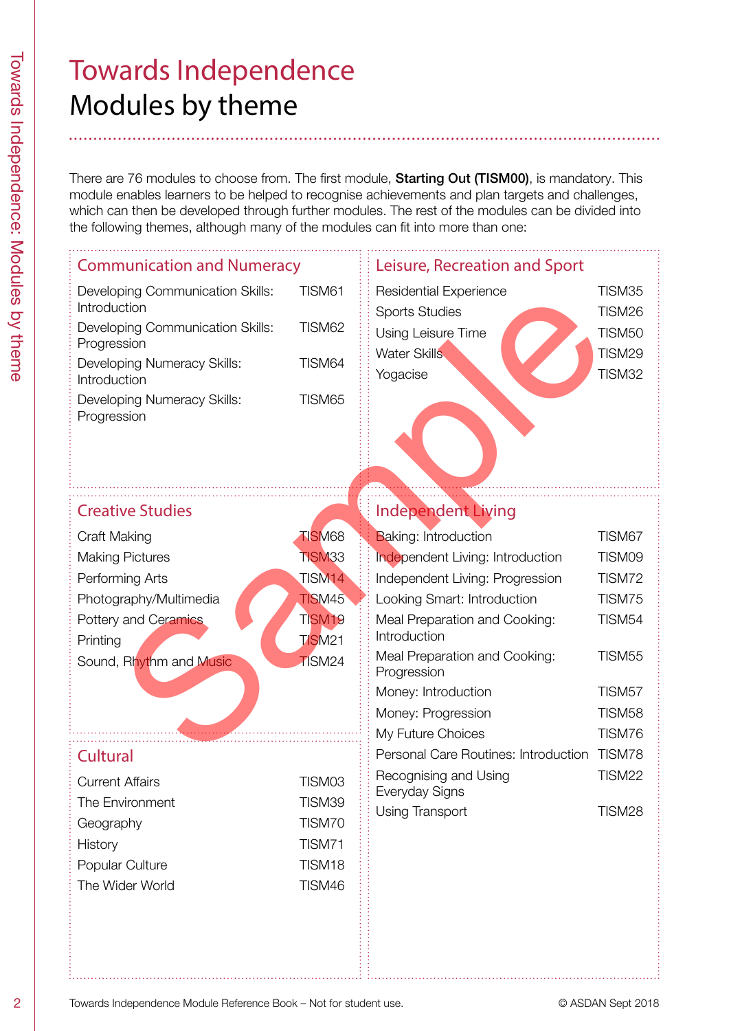# Towards Independence
## Modules by theme

There are 76 modules to choose from. The first module, **Starting Out (TISM00)**, is mandatory. This module enables learners to be helped to recognise achievements and plan targets and challenges, which can then be developed through further modules. The rest of the modules can be divided into the following themes, although many of the modules can fit into more than one:

### Communication and Numeracy

| Module | Code |
|---|---|
| Developing Communication Skills: Introduction | TISM61 |
| Developing Communication Skills: Progression | TISM62 |
| Developing Numeracy Skills: Introduction | TISM64 |
| Developing Numeracy Skills: Progression | TISM65 |

### Creative Studies

| Module | Code |
|---|---|
| Craft Making | TISM68 |
| Making Pictures | TISM33 |
| Performing Arts | TISM14 |
| Photography/Multimedia | TISM45 |
| Pottery and Ceramics | TISM19 |
| Printing | TISM21 |
| Sound, Rhythm and Music | TISM24 |

### Cultural

| Module | Code |
|---|---|
| Current Affairs | TISM03 |
| The Environment | TISM39 |
| Geography | TISM70 |
| History | TISM71 |
| Popular Culture | TISM18 |
| The Wider World | TISM46 |

### Leisure, Recreation and Sport

| Module | Code |
|---|---|
| Residential Experience | TISM35 |
| Sports Studies | TISM26 |
| Using Leisure Time | TISM50 |
| Water Skills | TISM29 |
| Yogacise | TISM32 |

### Independent Living

| Module | Code |
|---|---|
| Baking: Introduction | TISM67 |
| Independent Living: Introduction | TISM09 |
| Independent Living: Progression | TISM72 |
| Looking Smart: Introduction | TISM75 |
| Meal Preparation and Cooking: Introduction | TISM54 |
| Meal Preparation and Cooking: Progression | TISM55 |
| Money: Introduction | TISM57 |
| Money: Progression | TISM58 |
| My Future Choices | TISM76 |
| Personal Care Routines: Introduction | TISM78 |
| Recognising and Using Everyday Signs | TISM22 |
| Using Transport | TISM28 |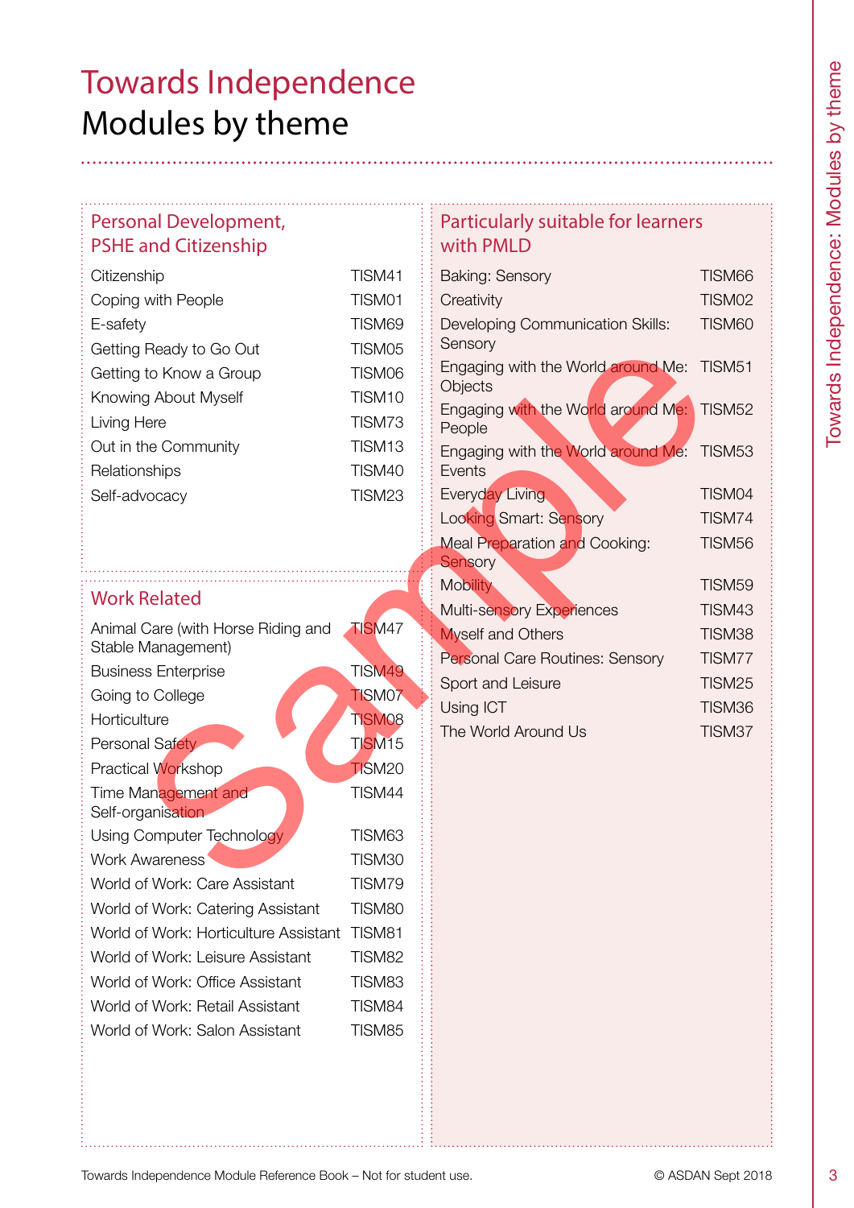# Towards Independence
## Modules by theme

### Personal Development, PSHE and Citizenship

| Module | Code |
|---|---|
| Citizenship | TISM41 |
| Coping with People | TISM01 |
| E-safety | TISM69 |
| Getting Ready to Go Out | TISM05 |
| Getting to Know a Group | TISM06 |
| Knowing About Myself | TISM10 |
| Living Here | TISM73 |
| Out in the Community | TISM13 |
| Relationships | TISM40 |
| Self-advocacy | TISM23 |

### Work Related

| Module | Code |
|---|---|
| Animal Care (with Horse Riding and Stable Management) | TISM47 |
| Business Enterprise | TISM49 |
| Going to College | TISM07 |
| Horticulture | TISM08 |
| Personal Safety | TISM15 |
| Practical Workshop | TISM20 |
| Time Management and Self-organisation | TISM44 |
| Using Computer Technology | TISM63 |
| Work Awareness | TISM30 |
| World of Work: Care Assistant | TISM79 |
| World of Work: Catering Assistant | TISM80 |
| World of Work: Horticulture Assistant | TISM81 |
| World of Work: Leisure Assistant | TISM82 |
| World of Work: Office Assistant | TISM83 |
| World of Work: Retail Assistant | TISM84 |
| World of Work: Salon Assistant | TISM85 |

### Particularly suitable for learners with PMLD

| Module | Code |
|---|---|
| Baking: Sensory | TISM66 |
| Creativity | TISM02 |
| Developing Communication Skills: Sensory | TISM60 |
| Engaging with the World around Me: Objects | TISM51 |
| Engaging with the World around Me: People | TISM52 |
| Engaging with the World around Me: Events | TISM53 |
| Everyday Living | TISM04 |
| Looking Smart: Sensory | TISM74 |
| Meal Preparation and Cooking: Sensory | TISM56 |
| Mobility | TISM59 |
| Multi-sensory Experiences | TISM43 |
| Myself and Others | TISM38 |
| Personal Care Routines: Sensory | TISM77 |
| Sport and Leisure | TISM25 |
| Using ICT | TISM36 |
| The World Around Us | TISM37 |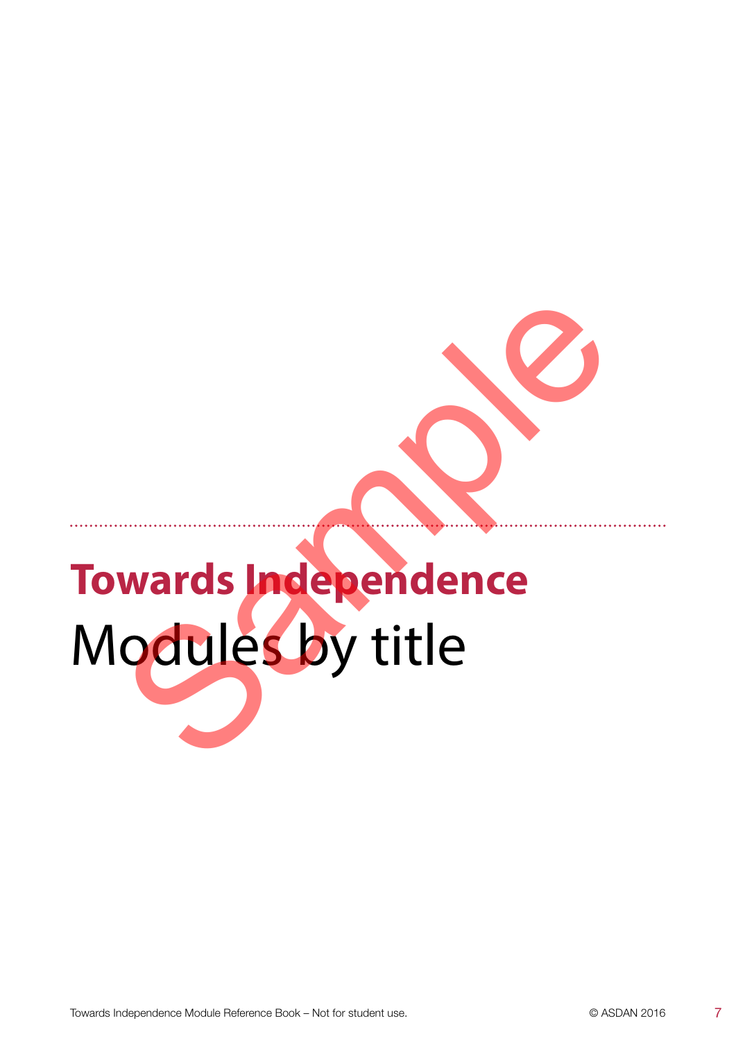# Towards Independence

## Modules by title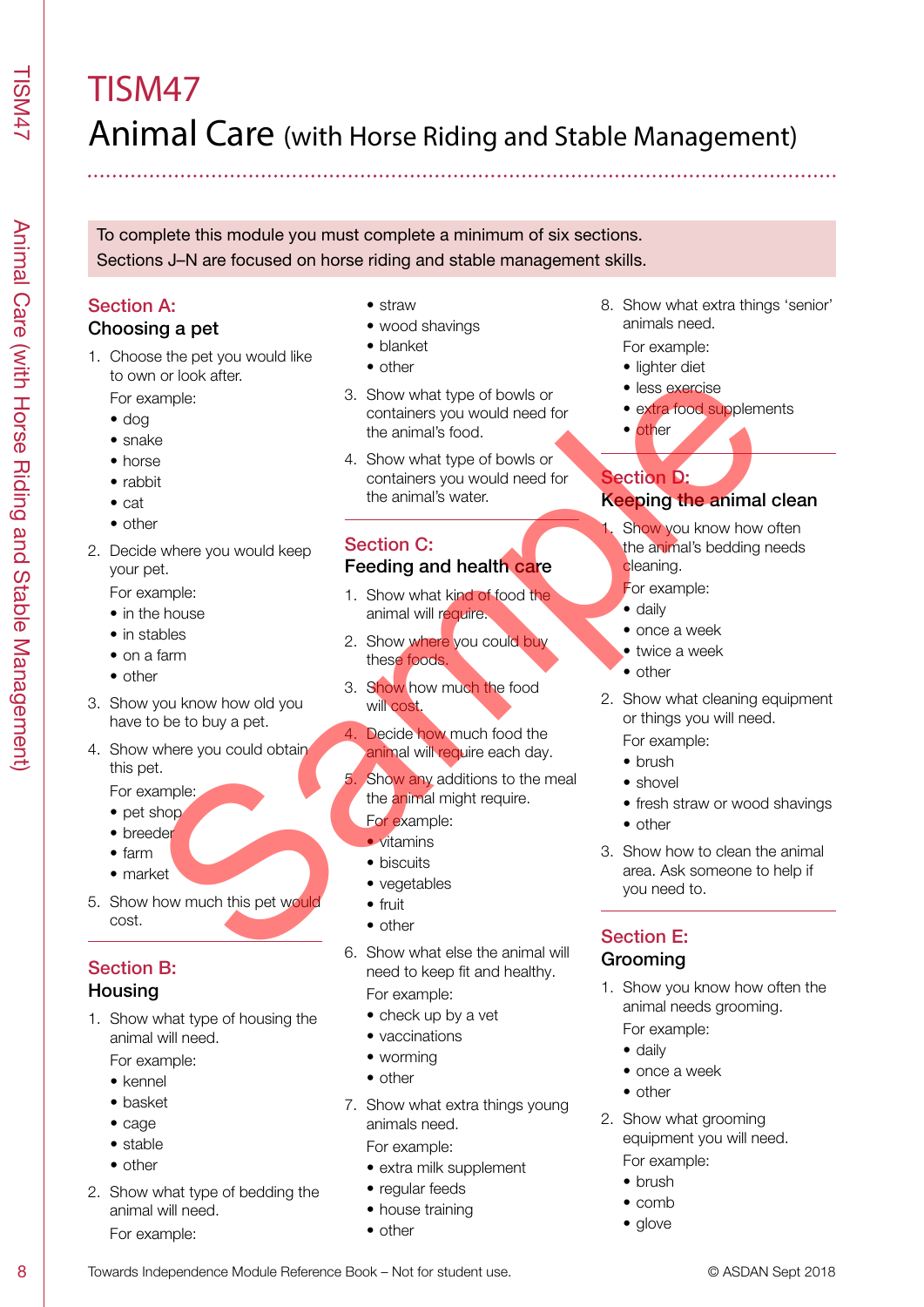# TISM47

# Animal Care (with Horse Riding and Stable Management)

To complete this module you must complete a minimum of six sections.
Sections J–N are focused on horse riding and stable management skills.

## Section A: Choosing a pet

1. Choose the pet you would like to own or look after.

   For example:
   - dog
   - snake
   - horse
   - rabbit
   - cat
   - other

2. Decide where you would keep your pet.

   For example:
   - in the house
   - in stables
   - on a farm
   - other

3. Show you know how old you have to be to buy a pet.

4. Show where you could obtain this pet.

   For example:
   - pet shop
   - breeder
   - farm
   - market

5. Show how much this pet would cost.

## Section B: Housing

1. Show what type of housing the animal will need.

   For example:
   - kennel
   - basket
   - cage
   - stable
   - other

2. Show what type of bedding the animal will need.

   For example:
   - straw
   - wood shavings
   - blanket
   - other

3. Show what type of bowls or containers you would need for the animal's food.

4. Show what type of bowls or containers you would need for the animal's water.

## Section C: Feeding and health care

1. Show what kind of food the animal will require.

2. Show where you could buy these foods.

3. Show how much the food will cost.

4. Decide how much food the animal will require each day.

5. Show any additions to the meal the animal might require.

   For example:
   - vitamins
   - biscuits
   - vegetables
   - fruit
   - other

6. Show what else the animal will need to keep fit and healthy.

   For example:
   - check up by a vet
   - vaccinations
   - worming
   - other

7. Show what extra things young animals need.

   For example:
   - extra milk supplement
   - regular feeds
   - house training
   - other

8. Show what extra things 'senior' animals need.

   For example:
   - lighter diet
   - less exercise
   - extra food supplements
   - other

## Section D: Keeping the animal clean

1. Show you know how often the animal's bedding needs cleaning.

   For example:
   - daily
   - once a week
   - twice a week
   - other

2. Show what cleaning equipment or things you will need.

   For example:
   - brush
   - shovel
   - fresh straw or wood shavings
   - other

3. Show how to clean the animal area. Ask someone to help if you need to.

## Section E: Grooming

1. Show you know how often the animal needs grooming.

   For example:
   - daily
   - once a week
   - other

2. Show what grooming equipment you will need.

   For example:
   - brush
   - comb
   - glove

Towards Independence Module Reference Book – Not for student use.

© ASDAN Sept 2018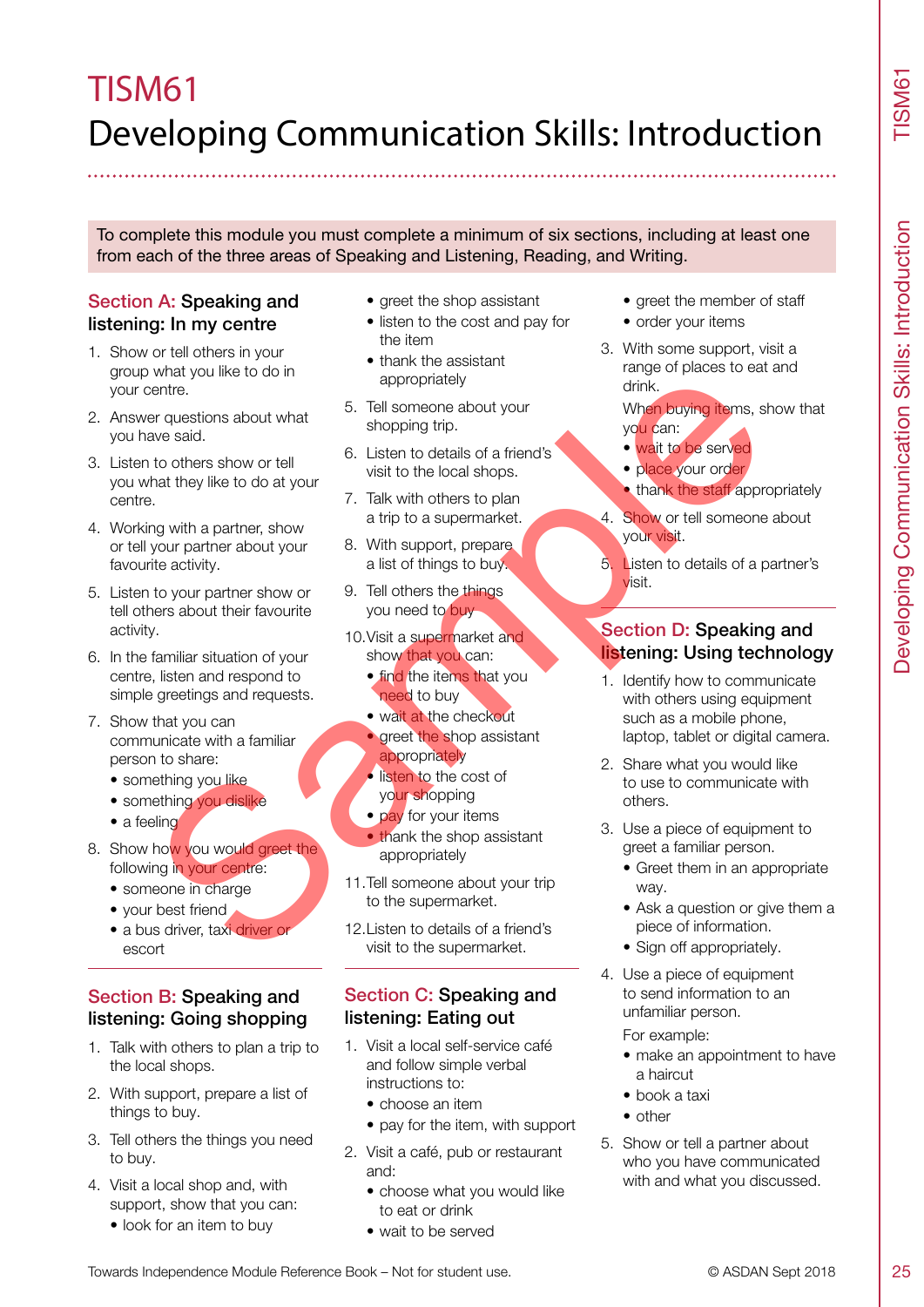# TISM61
# Developing Communication Skills: Introduction

To complete this module you must complete a minimum of six sections, including at least one from each of the three areas of Speaking and Listening, Reading, and Writing.

## Section A: Speaking and listening: In my centre

1. Show or tell others in your group what you like to do in your centre.
2. Answer questions about what you have said.
3. Listen to others show or tell you what they like to do at your centre.
4. Working with a partner, show or tell your partner about your favourite activity.
5. Listen to your partner show or tell others about their favourite activity.
6. In the familiar situation of your centre, listen and respond to simple greetings and requests.
7. Show that you can communicate with a familiar person to share:
   - something you like
   - something you dislike
   - a feeling
8. Show how you would greet the following in your centre:
   - someone in charge
   - your best friend
   - a bus driver, taxi driver or escort

## Section B: Speaking and listening: Going shopping

1. Talk with others to plan a trip to the local shops.
2. With support, prepare a list of things to buy.
3. Tell others the things you need to buy.
4. Visit a local shop and, with support, show that you can:
   - look for an item to buy
   - greet the shop assistant
   - listen to the cost and pay for the item
   - thank the assistant appropriately
5. Tell someone about your shopping trip.
6. Listen to details of a friend's visit to the local shops.
7. Talk with others to plan a trip to a supermarket.
8. With support, prepare a list of things to buy.
9. Tell others the things you need to buy
10. Visit a supermarket and show that you can:
    - find the items that you need to buy
    - wait at the checkout
    - greet the shop assistant appropriately
    - listen to the cost of your shopping
    - pay for your items
    - thank the shop assistant appropriately
11. Tell someone about your trip to the supermarket.
12. Listen to details of a friend's visit to the supermarket.

## Section C: Speaking and listening: Eating out

1. Visit a local self-service café and follow simple verbal instructions to:
   - choose an item
   - pay for the item, with support
2. Visit a café, pub or restaurant and:
   - choose what you would like to eat or drink
   - wait to be served
   - greet the member of staff
   - order your items
3. With some support, visit a range of places to eat and drink.

   When buying items, show that you can:
   - wait to be served
   - place your order
   - thank the staff appropriately
4. Show or tell someone about your visit.
5. Listen to details of a partner's visit.

## Section D: Speaking and listening: Using technology

1. Identify how to communicate with others using equipment such as a mobile phone, laptop, tablet or digital camera.
2. Share what you would like to use to communicate with others.
3. Use a piece of equipment to greet a familiar person.
   - Greet them in an appropriate way.
   - Ask a question or give them a piece of information.
   - Sign off appropriately.
4. Use a piece of equipment to send information to an unfamiliar person.

   For example:
   - make an appointment to have a haircut
   - book a taxi
   - other
5. Show or tell a partner about who you have communicated with and what you discussed.

Towards Independence Module Reference Book – Not for student use.

© ASDAN Sept 2018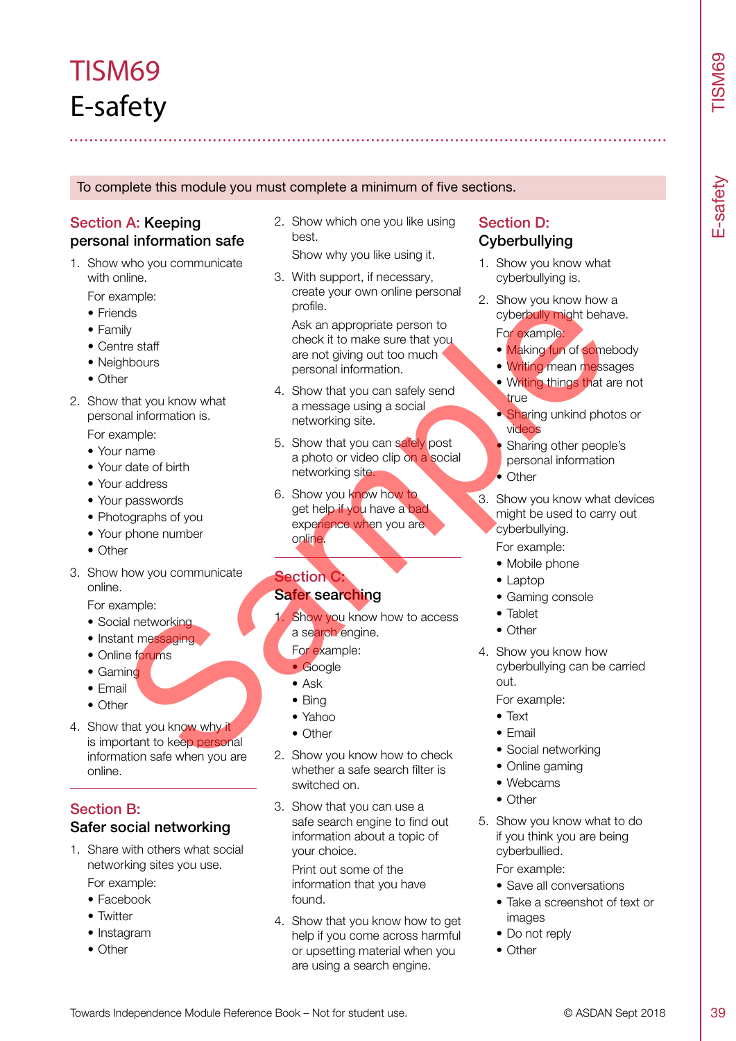# TISM69
# E-safety

To complete this module you must complete a minimum of five sections.

## Section A: Keeping personal information safe

1. Show who you communicate with online.

   For example:
   - Friends
   - Family
   - Centre staff
   - Neighbours
   - Other

2. Show that you know what personal information is.

   For example:
   - Your name
   - Your date of birth
   - Your address
   - Your passwords
   - Photographs of you
   - Your phone number
   - Other

3. Show how you communicate online.

   For example:
   - Social networking
   - Instant messaging
   - Online forums
   - Gaming
   - Email
   - Other

4. Show that you know why it is important to keep personal information safe when you are online.

## Section B: Safer social networking

1. Share with others what social networking sites you use.

   For example:
   - Facebook
   - Twitter
   - Instagram
   - Other

2. Show which one you like using best.

   Show why you like using it.

3. With support, if necessary, create your own online personal profile.

   Ask an appropriate person to check it to make sure that you are not giving out too much personal information.

4. Show that you can safely send a message using a social networking site.

5. Show that you can safely post a photo or video clip on a social networking site.

6. Show you know how to get help if you have a bad experience when you are online.

## Section C: Safer searching

1. Show you know how to access a search engine.

   For example:
   - Google
   - Ask
   - Bing
   - Yahoo
   - Other

2. Show you know how to check whether a safe search filter is switched on.

3. Show that you can use a safe search engine to find out information about a topic of your choice.

   Print out some of the information that you have found.

4. Show that you know how to get help if you come across harmful or upsetting material when you are using a search engine.

## Section D: Cyberbullying

1. Show you know what cyberbullying is.

2. Show you know how a cyberbully might behave.

   For example:
   - Making fun of somebody
   - Writing mean messages
   - Writing things that are not true
   - Sharing unkind photos or videos
   - Sharing other people's personal information
   - Other

3. Show you know what devices might be used to carry out cyberbullying.

   For example:
   - Mobile phone
   - Laptop
   - Gaming console
   - Tablet
   - Other

4. Show you know how cyberbullying can be carried out.

   For example:
   - Text
   - Email
   - Social networking
   - Online gaming
   - Webcams
   - Other

5. Show you know what to do if you think you are being cyberbullied.

   For example:
   - Save all conversations
   - Take a screenshot of text or images
   - Do not reply
   - Other

Towards Independence Module Reference Book – Not for student use. © ASDAN Sept 2018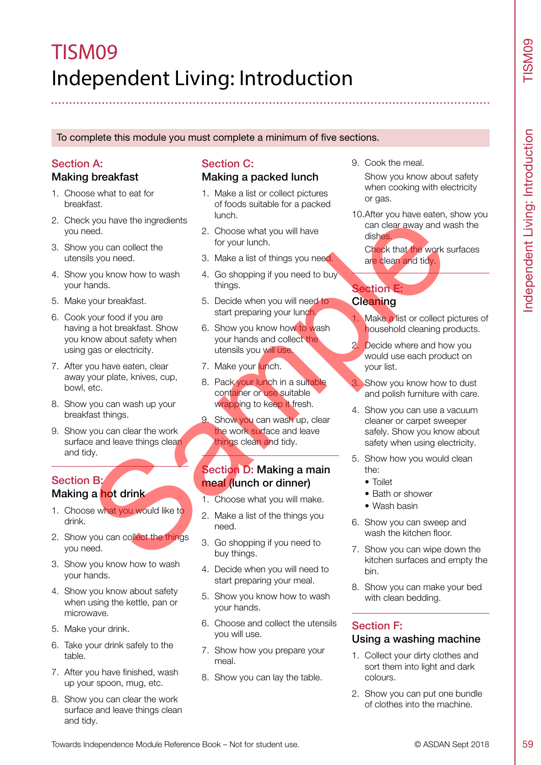# TISM09

# Independent Living: Introduction

To complete this module you must complete a minimum of five sections.

## Section A:
### Making breakfast

1. Choose what to eat for breakfast.
2. Check you have the ingredients you need.
3. Show you can collect the utensils you need.
4. Show you know how to wash your hands.
5. Make your breakfast.
6. Cook your food if you are having a hot breakfast. Show you know about safety when using gas or electricity.
7. After you have eaten, clear away your plate, knives, cup, bowl, etc.
8. Show you can wash up your breakfast things.
9. Show you can clear the work surface and leave things clean and tidy.

## Section B:
### Making a hot drink

1. Choose what you would like to drink.
2. Show you can collect the things you need.
3. Show you know how to wash your hands.
4. Show you know about safety when using the kettle, pan or microwave.
5. Make your drink.
6. Take your drink safely to the table.
7. After you have finished, wash up your spoon, mug, etc.
8. Show you can clear the work surface and leave things clean and tidy.

## Section C:
### Making a packed lunch

1. Make a list or collect pictures of foods suitable for a packed lunch.
2. Choose what you will have for your lunch.
3. Make a list of things you need.
4. Go shopping if you need to buy things.
5. Decide when you will need to start preparing your lunch.
6. Show you know how to wash your hands and collect the utensils you will use.
7. Make your lunch.
8. Pack your lunch in a suitable container or use suitable wrapping to keep it fresh.
9. Show you can wash up, clear the work surface and leave things clean and tidy.

## Section D: Making a main meal (lunch or dinner)

1. Choose what you will make.
2. Make a list of the things you need.
3. Go shopping if you need to buy things.
4. Decide when you will need to start preparing your meal.
5. Show you know how to wash your hands.
6. Choose and collect the utensils you will use.
7. Show how you prepare your meal.
8. Show you can lay the table.
9. Cook the meal.

   Show you know about safety when cooking with electricity or gas.
10. After you have eaten, show you can clear away and wash the dishes.

    Check that the work surfaces are clean and tidy.

## Section E:
### Cleaning

1. Make a list or collect pictures of household cleaning products.
2. Decide where and how you would use each product on your list.
3. Show you know how to dust and polish furniture with care.
4. Show you can use a vacuum cleaner or carpet sweeper safely. Show you know about safety when using electricity.
5. Show how you would clean the:
   - Toilet
   - Bath or shower
   - Wash basin
6. Show you can sweep and wash the kitchen floor.
7. Show you can wipe down the kitchen surfaces and empty the bin.
8. Show you can make your bed with clean bedding.

## Section F:
### Using a washing machine

1. Collect your dirty clothes and sort them into light and dark colours.
2. Show you can put one bundle of clothes into the machine.

Towards Independence Module Reference Book – Not for student use. © ASDAN Sept 2018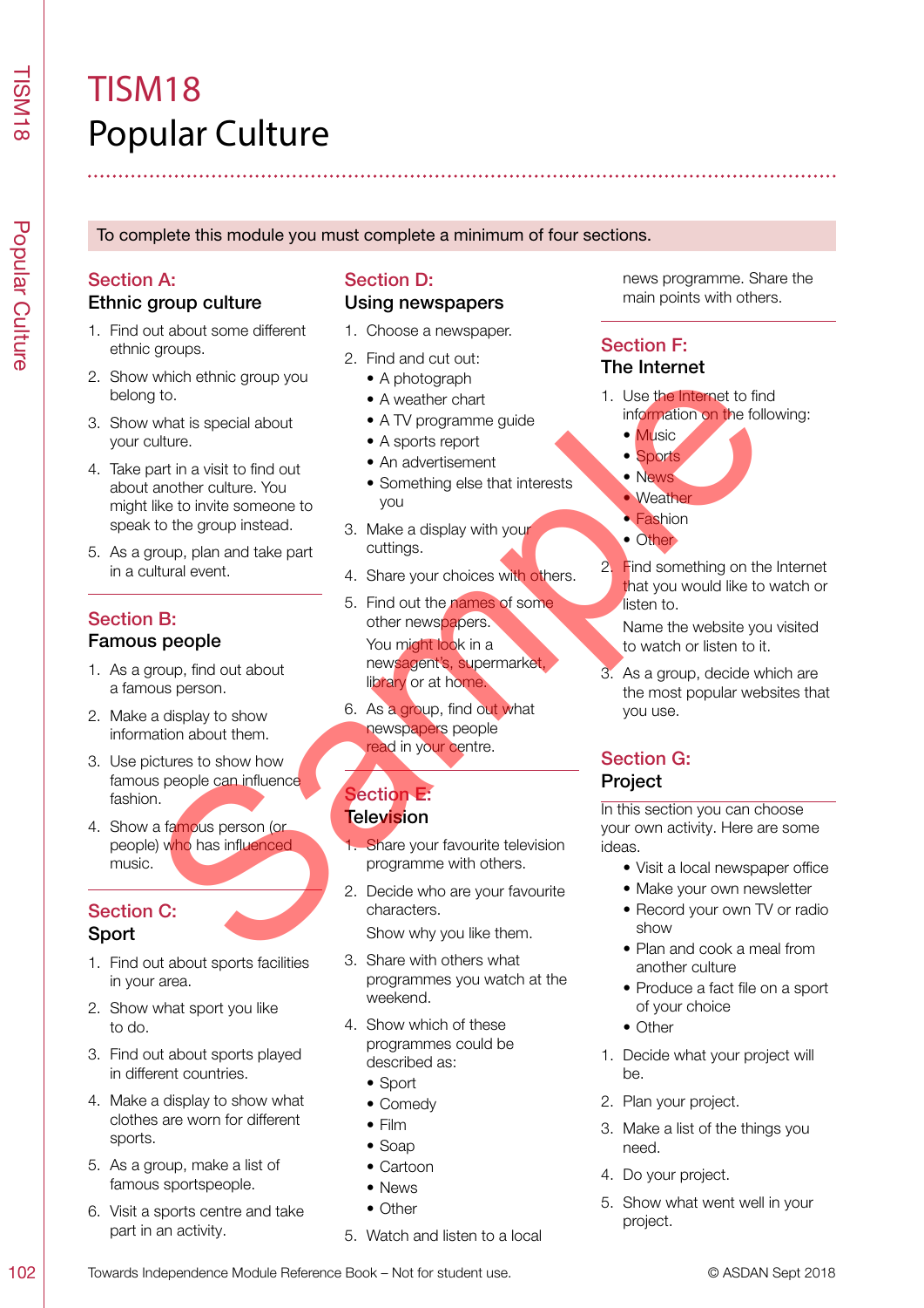# TISM18
# Popular Culture

To complete this module you must complete a minimum of four sections.

## Section A:
### Ethnic group culture

1. Find out about some different ethnic groups.
2. Show which ethnic group you belong to.
3. Show what is special about your culture.
4. Take part in a visit to find out about another culture. You might like to invite someone to speak to the group instead.
5. As a group, plan and take part in a cultural event.

## Section B:
### Famous people

1. As a group, find out about a famous person.
2. Make a display to show information about them.
3. Use pictures to show how famous people can influence fashion.
4. Show a famous person (or people) who has influenced music.

## Section C:
### Sport

1. Find out about sports facilities in your area.
2. Show what sport you like to do.
3. Find out about sports played in different countries.
4. Make a display to show what clothes are worn for different sports.
5. As a group, make a list of famous sportspeople.
6. Visit a sports centre and take part in an activity.

## Section D:
### Using newspapers

1. Choose a newspaper.
2. Find and cut out:
   - A photograph
   - A weather chart
   - A TV programme guide
   - A sports report
   - An advertisement
   - Something else that interests you
3. Make a display with your cuttings.
4. Share your choices with others.
5. Find out the names of some other newspapers.

   You might look in a newsagent's, supermarket, library or at home.
6. As a group, find out what newspapers people read in your centre.

## Section E:
### Television

1. Share your favourite television programme with others.
2. Decide who are your favourite characters.

   Show why you like them.
3. Share with others what programmes you watch at the weekend.
4. Show which of these programmes could be described as:
   - Sport
   - Comedy
   - Film
   - Soap
   - Cartoon
   - News
   - Other
5. Watch and listen to a local news programme. Share the main points with others.

## Section F:
### The Internet

1. Use the Internet to find information on the following:
   - Music
   - Sports
   - News
   - Weather
   - Fashion
   - Other
2. Find something on the Internet that you would like to watch or listen to.

   Name the website you visited to watch or listen to it.
3. As a group, decide which are the most popular websites that you use.

## Section G:
### Project

In this section you can choose your own activity. Here are some ideas.

- Visit a local newspaper office
- Make your own newsletter
- Record your own TV or radio show
- Plan and cook a meal from another culture
- Produce a fact file on a sport of your choice
- Other

1. Decide what your project will be.
2. Plan your project.
3. Make a list of the things you need.
4. Do your project.
5. Show what went well in your project.

Towards Independence Module Reference Book – Not for student use. © ASDAN Sept 2018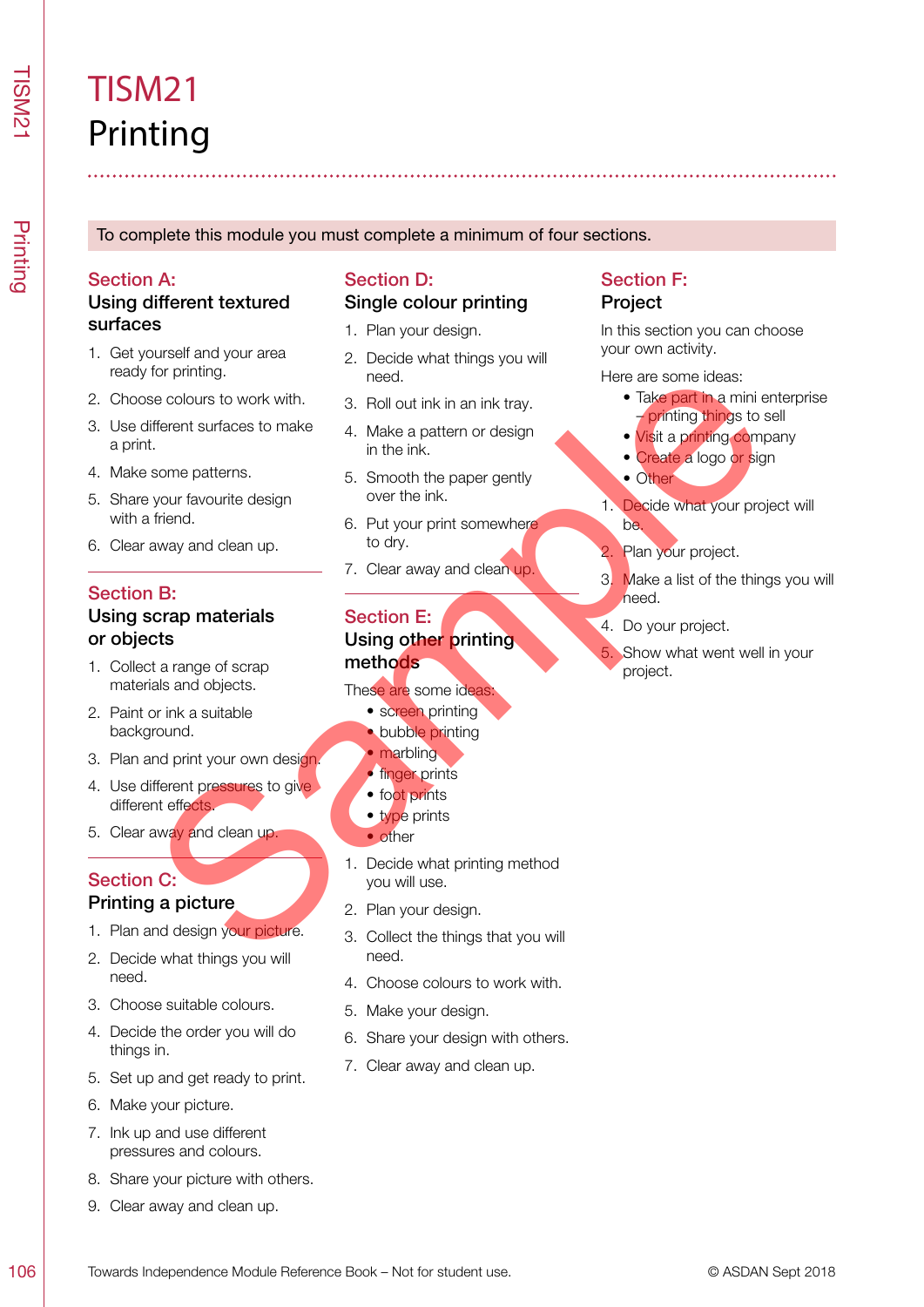# TISM21
# Printing

To complete this module you must complete a minimum of four sections.

## Section A: Using different textured surfaces

1. Get yourself and your area ready for printing.
2. Choose colours to work with.
3. Use different surfaces to make a print.
4. Make some patterns.
5. Share your favourite design with a friend.
6. Clear away and clean up.

## Section B: Using scrap materials or objects

1. Collect a range of scrap materials and objects.
2. Paint or ink a suitable background.
3. Plan and print your own design.
4. Use different pressures to give different effects.
5. Clear away and clean up.

## Section C: Printing a picture

1. Plan and design your picture.
2. Decide what things you will need.
3. Choose suitable colours.
4. Decide the order you will do things in.
5. Set up and get ready to print.
6. Make your picture.
7. Ink up and use different pressures and colours.
8. Share your picture with others.
9. Clear away and clean up.

## Section D: Single colour printing

1. Plan your design.
2. Decide what things you will need.
3. Roll out ink in an ink tray.
4. Make a pattern or design in the ink.
5. Smooth the paper gently over the ink.
6. Put your print somewhere to dry.
7. Clear away and clean up.

## Section E: Using other printing methods

These are some ideas:

- screen printing
- bubble printing
- marbling
- finger prints
- foot prints
- type prints
- other

1. Decide what printing method you will use.
2. Plan your design.
3. Collect the things that you will need.
4. Choose colours to work with.
5. Make your design.
6. Share your design with others.
7. Clear away and clean up.

## Section F: Project

In this section you can choose your own activity.

Here are some ideas:

- Take part in a mini enterprise – printing things to sell
- Visit a printing company
- Create a logo or sign
- Other

1. Decide what your project will be.
2. Plan your project.
3. Make a list of the things you will need.
4. Do your project.
5. Show what went well in your project.

Towards Independence Module Reference Book – Not for student use. © ASDAN Sept 2018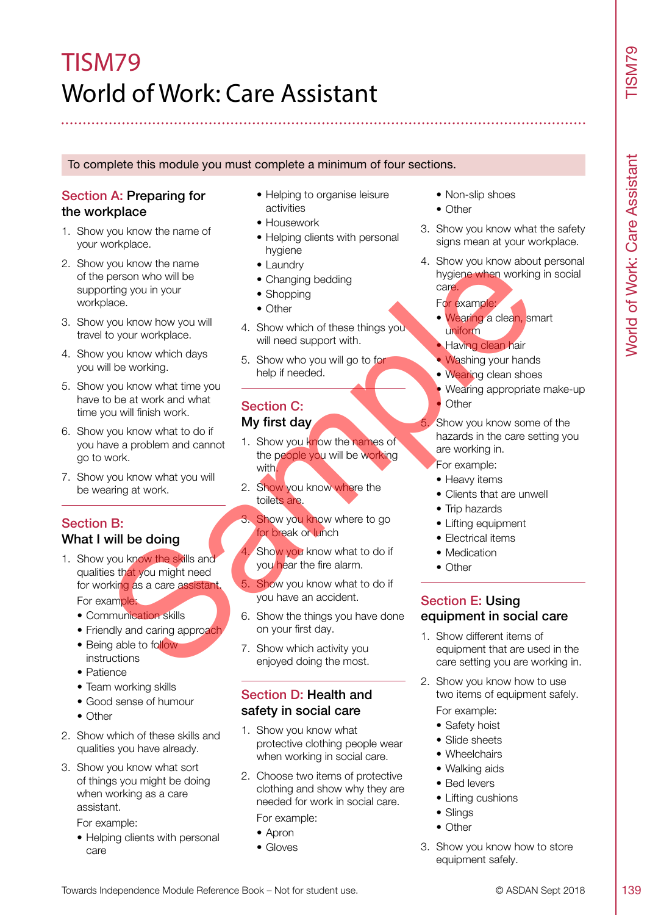# TISM79
# World of Work: Care Assistant

To complete this module you must complete a minimum of four sections.

## Section A: Preparing for the workplace

1. Show you know the name of your workplace.
2. Show you know the name of the person who will be supporting you in your workplace.
3. Show you know how you will travel to your workplace.
4. Show you know which days you will be working.
5. Show you know what time you have to be at work and what time you will finish work.
6. Show you know what to do if you have a problem and cannot go to work.
7. Show you know what you will be wearing at work.

## Section B: What I will be doing

1. Show you know the skills and qualities that you might need for working as a care assistant.

   For example:
   - Communication skills
   - Friendly and caring approach
   - Being able to follow instructions
   - Patience
   - Team working skills
   - Good sense of humour
   - Other
2. Show which of these skills and qualities you have already.
3. Show you know what sort of things you might be doing when working as a care assistant.

   For example:
   - Helping clients with personal care
   - Helping to organise leisure activities
   - Housework
   - Helping clients with personal hygiene
   - Laundry
   - Changing bedding
   - Shopping
   - Other
4. Show which of these things you will need support with.
5. Show who you will go to for help if needed.

## Section C: My first day

1. Show you know the names of the people you will be working with.
2. Show you know where the toilets are.
3. Show you know where to go for break or lunch
4. Show you know what to do if you hear the fire alarm.
5. Show you know what to do if you have an accident.
6. Show the things you have done on your first day.
7. Show which activity you enjoyed doing the most.

## Section D: Health and safety in social care

1. Show you know what protective clothing people wear when working in social care.
2. Choose two items of protective clothing and show why they are needed for work in social care.

   For example:
   - Apron
   - Gloves
   - Non-slip shoes
   - Other
3. Show you know what the safety signs mean at your workplace.
4. Show you know about personal hygiene when working in social care.

   For example:
   - Wearing a clean, smart uniform
   - Having clean hair
   - Washing your hands
   - Wearing clean shoes
   - Wearing appropriate make-up
   - Other
5. Show you know some of the hazards in the care setting you are working in.

   For example:
   - Heavy items
   - Clients that are unwell
   - Trip hazards
   - Lifting equipment
   - Electrical items
   - Medication
   - Other

## Section E: Using equipment in social care

1. Show different items of equipment that are used in the care setting you are working in.
2. Show you know how to use two items of equipment safely.

   For example:
   - Safety hoist
   - Slide sheets
   - Wheelchairs
   - Walking aids
   - Bed levers
   - Lifting cushions
   - Slings
   - Other
3. Show you know how to store equipment safely.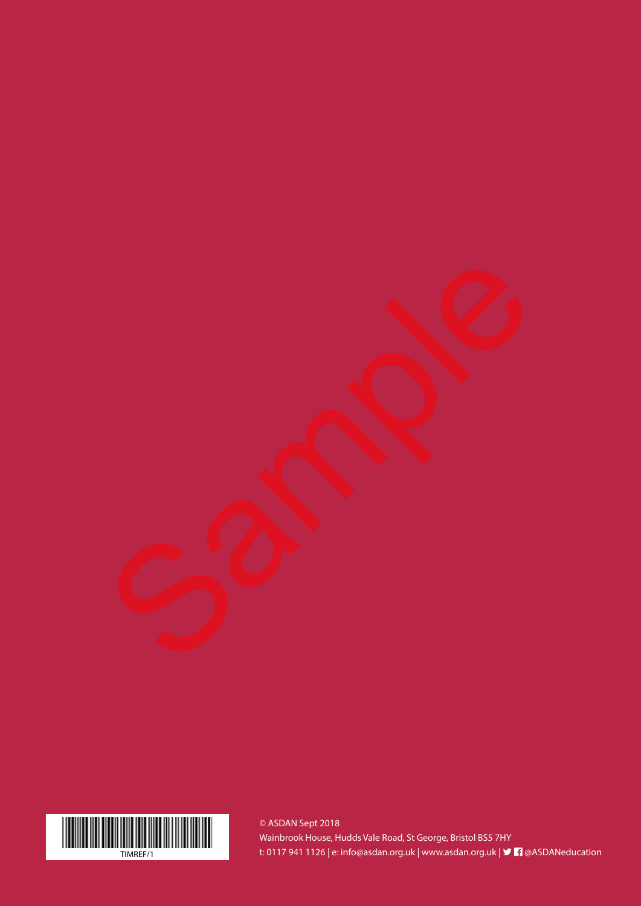Sample

TIMREF/1

© ASDAN Sept 2018

Wainbrook House, Hudds Vale Road, St George, Bristol BS5 7HY

t: 0117 941 1126 | e: info@asdan.org.uk | www.asdan.org.uk | @ASDANeducation